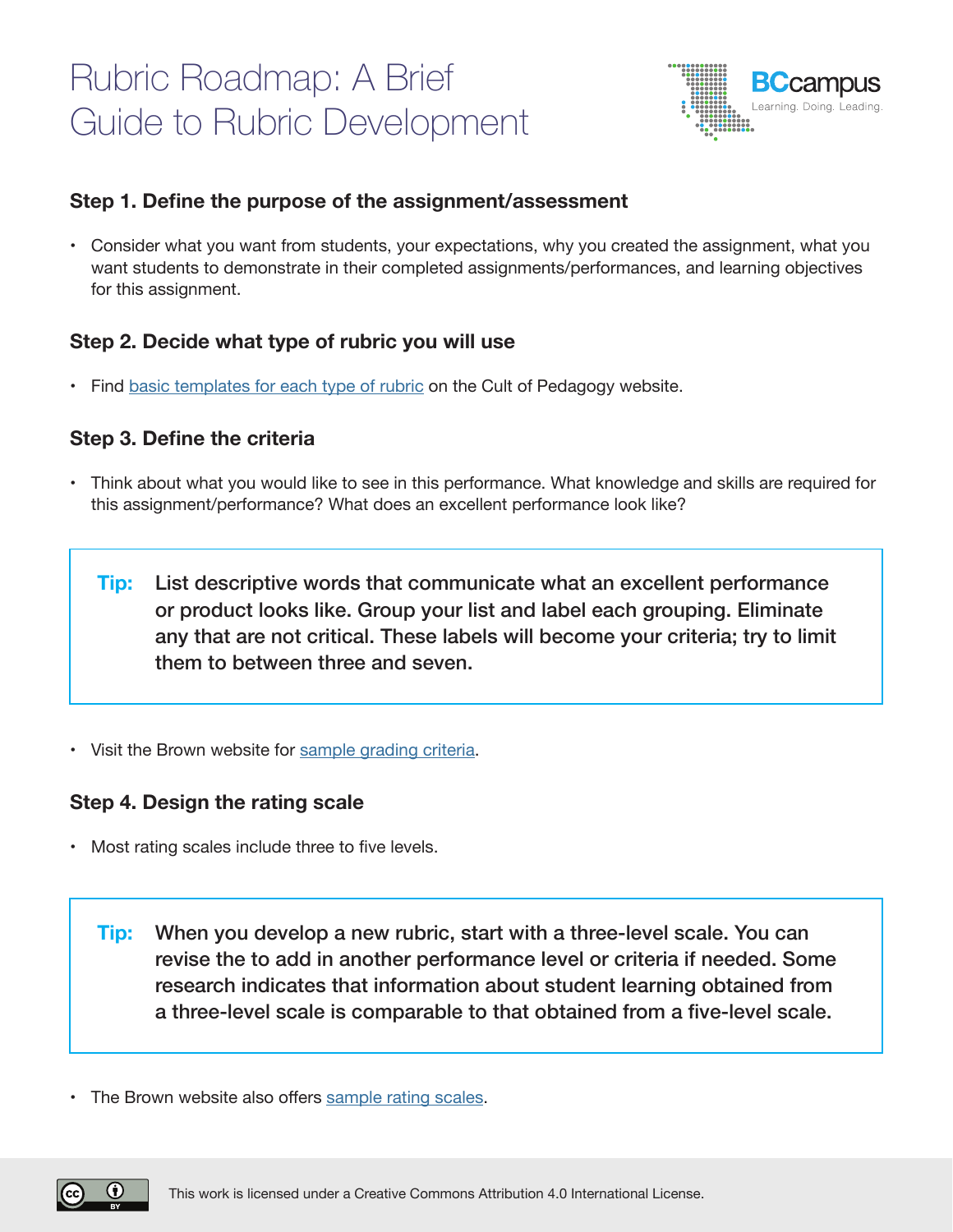# Rubric Roadmap: A Brief Guide to Rubric Development

BCcampus
Learning. Doing. Leading.

### Step 1. Define the purpose of the assignment/assessment

- Consider what you want from students, your expectations, why you created the assignment, what you want students to demonstrate in their completed assignments/performances, and learning objectives for this assignment.

### Step 2. Decide what type of rubric you will use

- Find basic templates for each type of rubric on the Cult of Pedagogy website.

### Step 3. Define the criteria

- Think about what you would like to see in this performance. What knowledge and skills are required for this assignment/performance? What does an excellent performance look like?

> **Tip:** **List descriptive words that communicate what an excellent performance or product looks like. Group your list and label each grouping. Eliminate any that are not critical. These labels will become your criteria; try to limit them to between three and seven.**

- Visit the Brown website for sample grading criteria.

### Step 4. Design the rating scale

- Most rating scales include three to five levels.

> **Tip:** **When you develop a new rubric, start with a three-level scale. You can revise the to add in another performance level or criteria if needed. Some research indicates that information about student learning obtained from a three-level scale is comparable to that obtained from a five-level scale.**

- The Brown website also offers sample rating scales.

This work is licensed under a Creative Commons Attribution 4.0 International License.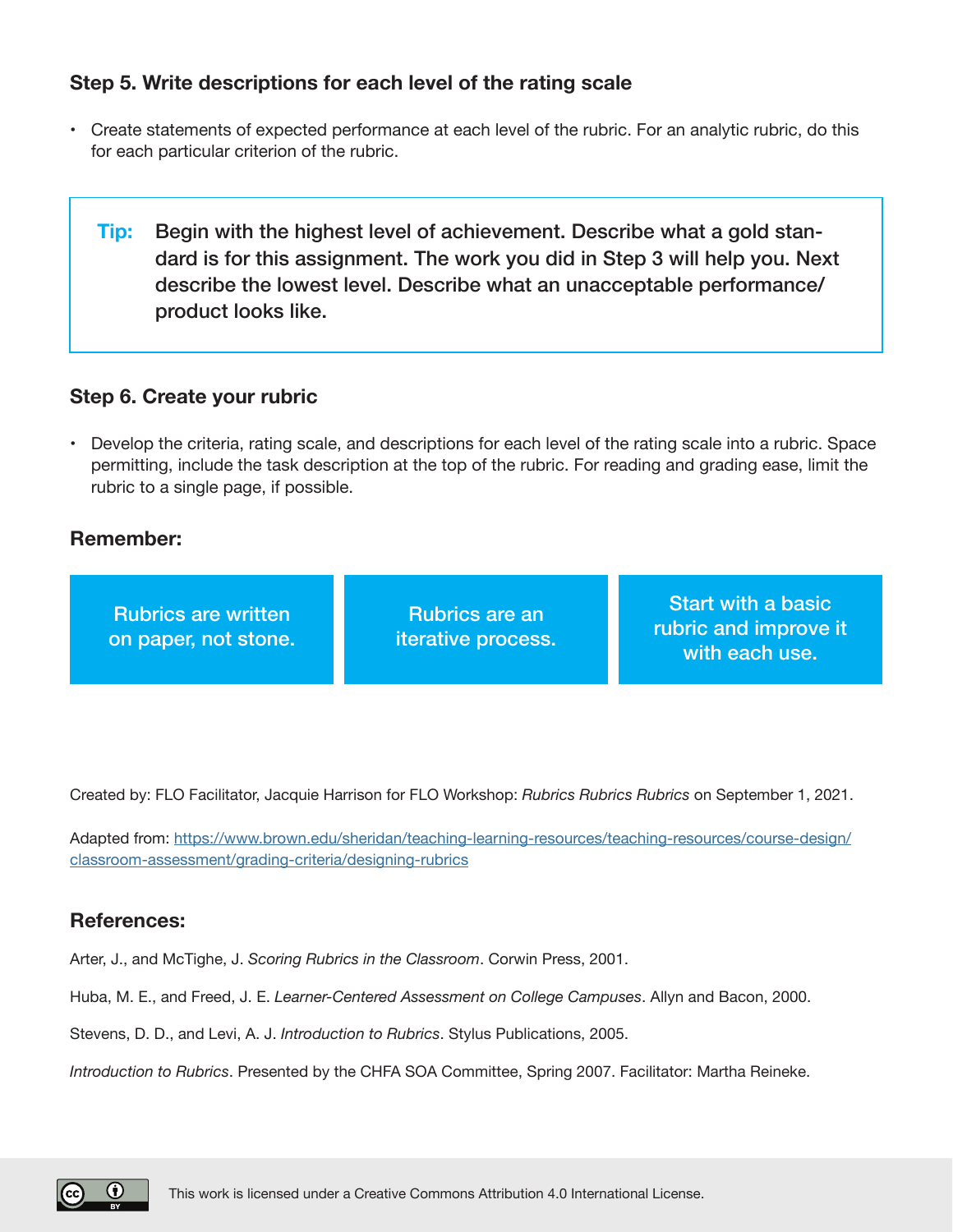### Step 5. Write descriptions for each level of the rating scale

- Create statements of expected performance at each level of the rubric. For an analytic rubric, do this for each particular criterion of the rubric.

> **Tip:** Begin with the highest level of achievement. Describe what a gold standard is for this assignment. The work you did in Step 3 will help you. Next describe the lowest level. Describe what an unacceptable performance/product looks like.

### Step 6. Create your rubric

- Develop the criteria, rating scale, and descriptions for each level of the rating scale into a rubric. Space permitting, include the task description at the top of the rubric. For reading and grading ease, limit the rubric to a single page, if possible.

### Remember:

Rubrics are written on paper, not stone.

Rubrics are an iterative process.

Start with a basic rubric and improve it with each use.

Created by: FLO Facilitator, Jacquie Harrison for FLO Workshop: *Rubrics Rubrics Rubrics* on September 1, 2021.

Adapted from: [https://www.brown.edu/sheridan/teaching-learning-resources/teaching-resources/course-design/classroom-assessment/grading-criteria/designing-rubrics](https://www.brown.edu/sheridan/teaching-learning-resources/teaching-resources/course-design/classroom-assessment/grading-criteria/designing-rubrics)

### References:

Arter, J., and McTighe, J. *Scoring Rubrics in the Classroom*. Corwin Press, 2001.

Huba, M. E., and Freed, J. E. *Learner-Centered Assessment on College Campuses*. Allyn and Bacon, 2000.

Stevens, D. D., and Levi, A. J. *Introduction to Rubrics*. Stylus Publications, 2005.

*Introduction to Rubrics*. Presented by the CHFA SOA Committee, Spring 2007. Facilitator: Martha Reineke.

This work is licensed under a Creative Commons Attribution 4.0 International License.